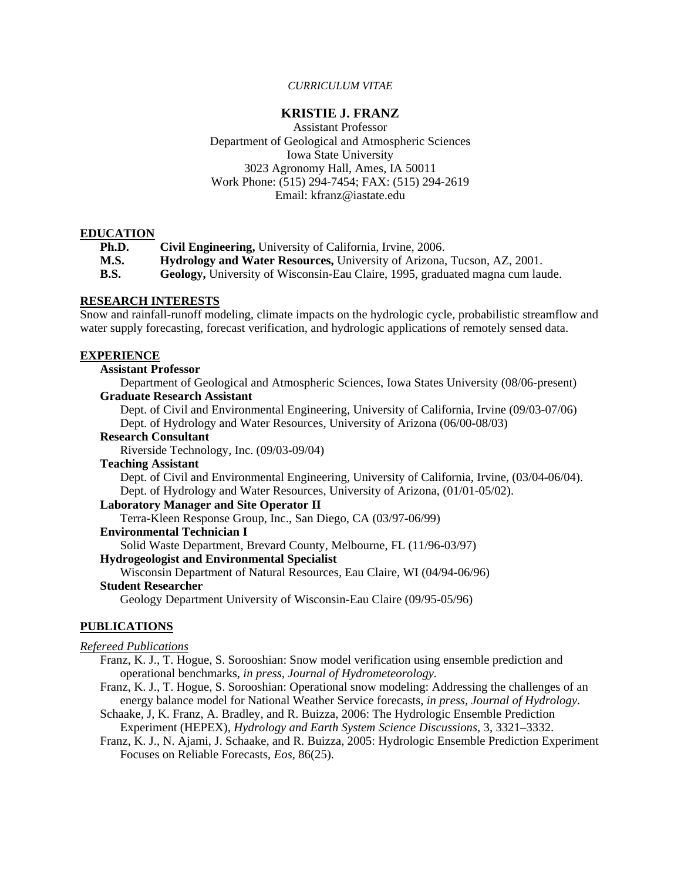*CURRICULUM VITAE*

# KRISTIE J. FRANZ

Assistant Professor
Department of Geological and Atmospheric Sciences
Iowa State University
3023 Agronomy Hall, Ames, IA 50011
Work Phone: (515) 294-7454; FAX: (515) 294-2619
Email: kfranz@iastate.edu

## EDUCATION

**Ph.D.** **Civil Engineering,** University of California, Irvine, 2006.
**M.S.** **Hydrology and Water Resources,** University of Arizona, Tucson, AZ, 2001.
**B.S.** **Geology,** University of Wisconsin-Eau Claire, 1995, graduated magna cum laude.

## RESEARCH INTERESTS

Snow and rainfall-runoff modeling, climate impacts on the hydrologic cycle, probabilistic streamflow and water supply forecasting, forecast verification, and hydrologic applications of remotely sensed data.

## EXPERIENCE

**Assistant Professor**
Department of Geological and Atmospheric Sciences, Iowa States University (08/06-present)

**Graduate Research Assistant**
Dept. of Civil and Environmental Engineering, University of California, Irvine (09/03-07/06)
Dept. of Hydrology and Water Resources, University of Arizona (06/00-08/03)

**Research Consultant**
Riverside Technology, Inc. (09/03-09/04)

**Teaching Assistant**
Dept. of Civil and Environmental Engineering, University of California, Irvine, (03/04-06/04).
Dept. of Hydrology and Water Resources, University of Arizona, (01/01-05/02).

**Laboratory Manager and Site Operator II**
Terra-Kleen Response Group, Inc., San Diego, CA (03/97-06/99)

**Environmental Technician I**
Solid Waste Department, Brevard County, Melbourne, FL (11/96-03/97)

**Hydrogeologist and Environmental Specialist**
Wisconsin Department of Natural Resources, Eau Claire, WI (04/94-06/96)

**Student Researcher**
Geology Department University of Wisconsin-Eau Claire (09/95-05/96)

## PUBLICATIONS

*Refereed Publications*

Franz, K. J., T. Hogue, S. Sorooshian: Snow model verification using ensemble prediction and operational benchmarks, *in press, Journal of Hydrometeorology.*

Franz, K. J., T. Hogue, S. Sorooshian: Operational snow modeling: Addressing the challenges of an energy balance model for National Weather Service forecasts, *in press, Journal of Hydrology.*

Schaake, J, K. Franz, A. Bradley, and R. Buizza, 2006: The Hydrologic Ensemble Prediction Experiment (HEPEX), *Hydrology and Earth System Science Discussions*, 3, 3321–3332.

Franz, K. J., N. Ajami, J. Schaake, and R. Buizza, 2005: Hydrologic Ensemble Prediction Experiment Focuses on Reliable Forecasts, *Eos*, 86(25).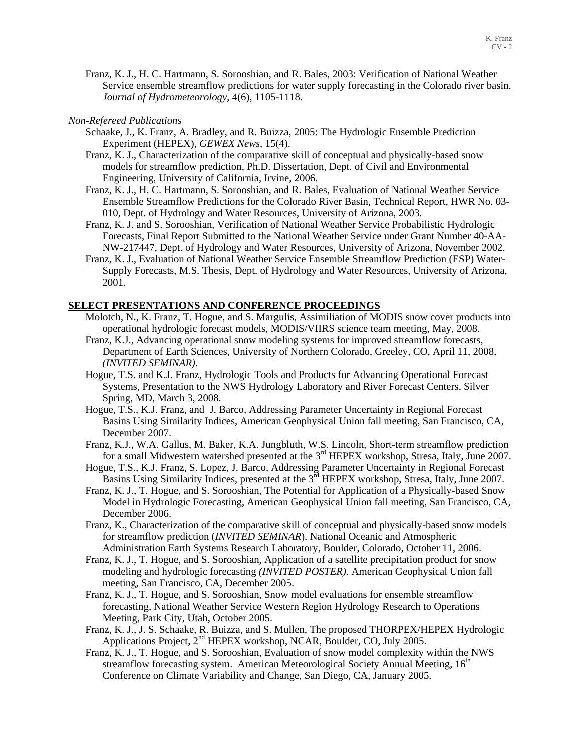Franz, K. J., H. C. Hartmann, S. Sorooshian, and R. Bales, 2003: Verification of National Weather Service ensemble streamflow predictions for water supply forecasting in the Colorado river basin. *Journal of Hydrometeorology*, 4(6), 1105-1118.

*Non-Refereed Publications*

Schaake, J., K. Franz, A. Bradley, and R. Buizza, 2005: The Hydrologic Ensemble Prediction Experiment (HEPEX), *GEWEX News*, 15(4).

Franz, K. J., Characterization of the comparative skill of conceptual and physically-based snow models for streamflow prediction, Ph.D. Dissertation, Dept. of Civil and Environmental Engineering, University of California, Irvine, 2006.

Franz, K. J., H. C. Hartmann, S. Sorooshian, and R. Bales, Evaluation of National Weather Service Ensemble Streamflow Predictions for the Colorado River Basin, Technical Report, HWR No. 03-010, Dept. of Hydrology and Water Resources, University of Arizona, 2003.

Franz, K. J. and S. Sorooshian, Verification of National Weather Service Probabilistic Hydrologic Forecasts, Final Report Submitted to the National Weather Service under Grant Number 40-AA-NW-217447, Dept. of Hydrology and Water Resources, University of Arizona, November 2002.

Franz, K. J., Evaluation of National Weather Service Ensemble Streamflow Prediction (ESP) Water-Supply Forecasts, M.S. Thesis, Dept. of Hydrology and Water Resources, University of Arizona, 2001.

**SELECT PRESENTATIONS AND CONFERENCE PROCEEDINGS**

Molotch, N., K. Franz, T. Hogue, and S. Margulis, Assimiliation of MODIS snow cover products into operational hydrologic forecast models, MODIS/VIIRS science team meeting, May, 2008.

Franz, K.J., Advancing operational snow modeling systems for improved streamflow forecasts, Department of Earth Sciences, University of Northern Colorado, Greeley, CO, April 11, 2008, *(INVITED SEMINAR).*

Hogue, T.S. and K.J. Franz, Hydrologic Tools and Products for Advancing Operational Forecast Systems, Presentation to the NWS Hydrology Laboratory and River Forecast Centers, Silver Spring, MD, March 3, 2008.

Hogue, T.S., K.J. Franz, and J. Barco, Addressing Parameter Uncertainty in Regional Forecast Basins Using Similarity Indices, American Geophysical Union fall meeting, San Francisco, CA, December 2007.

Franz, K.J., W.A. Gallus, M. Baker, K.A. Jungbluth, W.S. Lincoln, Short-term streamflow prediction for a small Midwestern watershed presented at the 3rd HEPEX workshop, Stresa, Italy, June 2007.

Hogue, T.S., K.J. Franz, S. Lopez, J. Barco, Addressing Parameter Uncertainty in Regional Forecast Basins Using Similarity Indices, presented at the 3rd HEPEX workshop, Stresa, Italy, June 2007.

Franz, K. J., T. Hogue, and S. Sorooshian, The Potential for Application of a Physically-based Snow Model in Hydrologic Forecasting, American Geophysical Union fall meeting, San Francisco, CA, December 2006.

Franz, K., Characterization of the comparative skill of conceptual and physically-based snow models for streamflow prediction (*INVITED SEMINAR*). National Oceanic and Atmospheric Administration Earth Systems Research Laboratory, Boulder, Colorado, October 11, 2006.

Franz, K. J., T. Hogue, and S. Sorooshian, Application of a satellite precipitation product for snow modeling and hydrologic forecasting *(INVITED POSTER).* American Geophysical Union fall meeting, San Francisco, CA, December 2005.

Franz, K. J., T. Hogue, and S. Sorooshian, Snow model evaluations for ensemble streamflow forecasting, National Weather Service Western Region Hydrology Research to Operations Meeting, Park City, Utah, October 2005.

Franz, K. J., J. S. Schaake, R. Buizza, and S. Mullen, The proposed THORPEX/HEPEX Hydrologic Applications Project, 2nd HEPEX workshop, NCAR, Boulder, CO, July 2005.

Franz, K. J., T. Hogue, and S. Sorooshian, Evaluation of snow model complexity within the NWS streamflow forecasting system. American Meteorological Society Annual Meeting, 16th Conference on Climate Variability and Change, San Diego, CA, January 2005.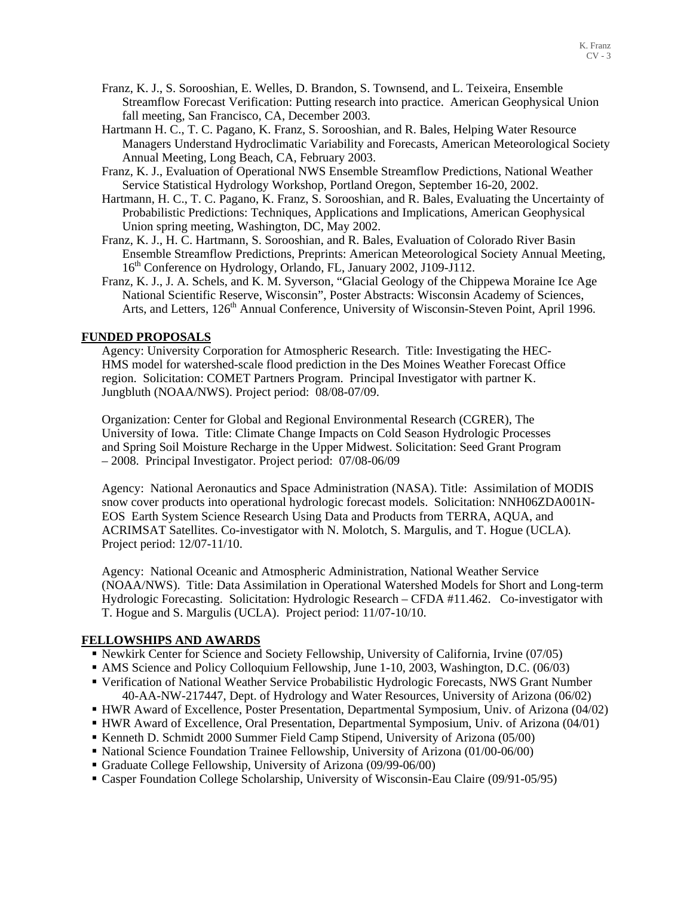Franz, K. J., S. Sorooshian, E. Welles, D. Brandon, S. Townsend, and L. Teixeira, Ensemble Streamflow Forecast Verification: Putting research into practice. American Geophysical Union fall meeting, San Francisco, CA, December 2003.

Hartmann H. C., T. C. Pagano, K. Franz, S. Sorooshian, and R. Bales, Helping Water Resource Managers Understand Hydroclimatic Variability and Forecasts, American Meteorological Society Annual Meeting, Long Beach, CA, February 2003.

Franz, K. J., Evaluation of Operational NWS Ensemble Streamflow Predictions, National Weather Service Statistical Hydrology Workshop, Portland Oregon, September 16-20, 2002.

Hartmann, H. C., T. C. Pagano, K. Franz, S. Sorooshian, and R. Bales, Evaluating the Uncertainty of Probabilistic Predictions: Techniques, Applications and Implications, American Geophysical Union spring meeting, Washington, DC, May 2002.

Franz, K. J., H. C. Hartmann, S. Sorooshian, and R. Bales, Evaluation of Colorado River Basin Ensemble Streamflow Predictions, Preprints: American Meteorological Society Annual Meeting, 16th Conference on Hydrology, Orlando, FL, January 2002, J109-J112.

Franz, K. J., J. A. Schels, and K. M. Syverson, "Glacial Geology of the Chippewa Moraine Ice Age National Scientific Reserve, Wisconsin", Poster Abstracts: Wisconsin Academy of Sciences, Arts, and Letters, 126th Annual Conference, University of Wisconsin-Steven Point, April 1996.

## FUNDED PROPOSALS

Agency: University Corporation for Atmospheric Research. Title: Investigating the HEC-HMS model for watershed-scale flood prediction in the Des Moines Weather Forecast Office region. Solicitation: COMET Partners Program. Principal Investigator with partner K. Jungbluth (NOAA/NWS). Project period: 08/08-07/09.

Organization: Center for Global and Regional Environmental Research (CGRER), The University of Iowa. Title: Climate Change Impacts on Cold Season Hydrologic Processes and Spring Soil Moisture Recharge in the Upper Midwest. Solicitation: Seed Grant Program – 2008. Principal Investigator. Project period: 07/08-06/09

Agency: National Aeronautics and Space Administration (NASA). Title: Assimilation of MODIS snow cover products into operational hydrologic forecast models. Solicitation: NNH06ZDA001N-EOS Earth System Science Research Using Data and Products from TERRA, AQUA, and ACRIMSAT Satellites. Co-investigator with N. Molotch, S. Margulis, and T. Hogue (UCLA). Project period: 12/07-11/10.

Agency: National Oceanic and Atmospheric Administration, National Weather Service (NOAA/NWS). Title: Data Assimilation in Operational Watershed Models for Short and Long-term Hydrologic Forecasting. Solicitation: Hydrologic Research – CFDA #11.462. Co-investigator with T. Hogue and S. Margulis (UCLA). Project period: 11/07-10/10.

## FELLOWSHIPS AND AWARDS

- Newkirk Center for Science and Society Fellowship, University of California, Irvine (07/05)
- AMS Science and Policy Colloquium Fellowship, June 1-10, 2003, Washington, D.C. (06/03)
- Verification of National Weather Service Probabilistic Hydrologic Forecasts, NWS Grant Number 40-AA-NW-217447, Dept. of Hydrology and Water Resources, University of Arizona (06/02)
- HWR Award of Excellence, Poster Presentation, Departmental Symposium, Univ. of Arizona (04/02)
- HWR Award of Excellence, Oral Presentation, Departmental Symposium, Univ. of Arizona (04/01)
- Kenneth D. Schmidt 2000 Summer Field Camp Stipend, University of Arizona (05/00)
- National Science Foundation Trainee Fellowship, University of Arizona (01/00-06/00)
- Graduate College Fellowship, University of Arizona (09/99-06/00)
- Casper Foundation College Scholarship, University of Wisconsin-Eau Claire (09/91-05/95)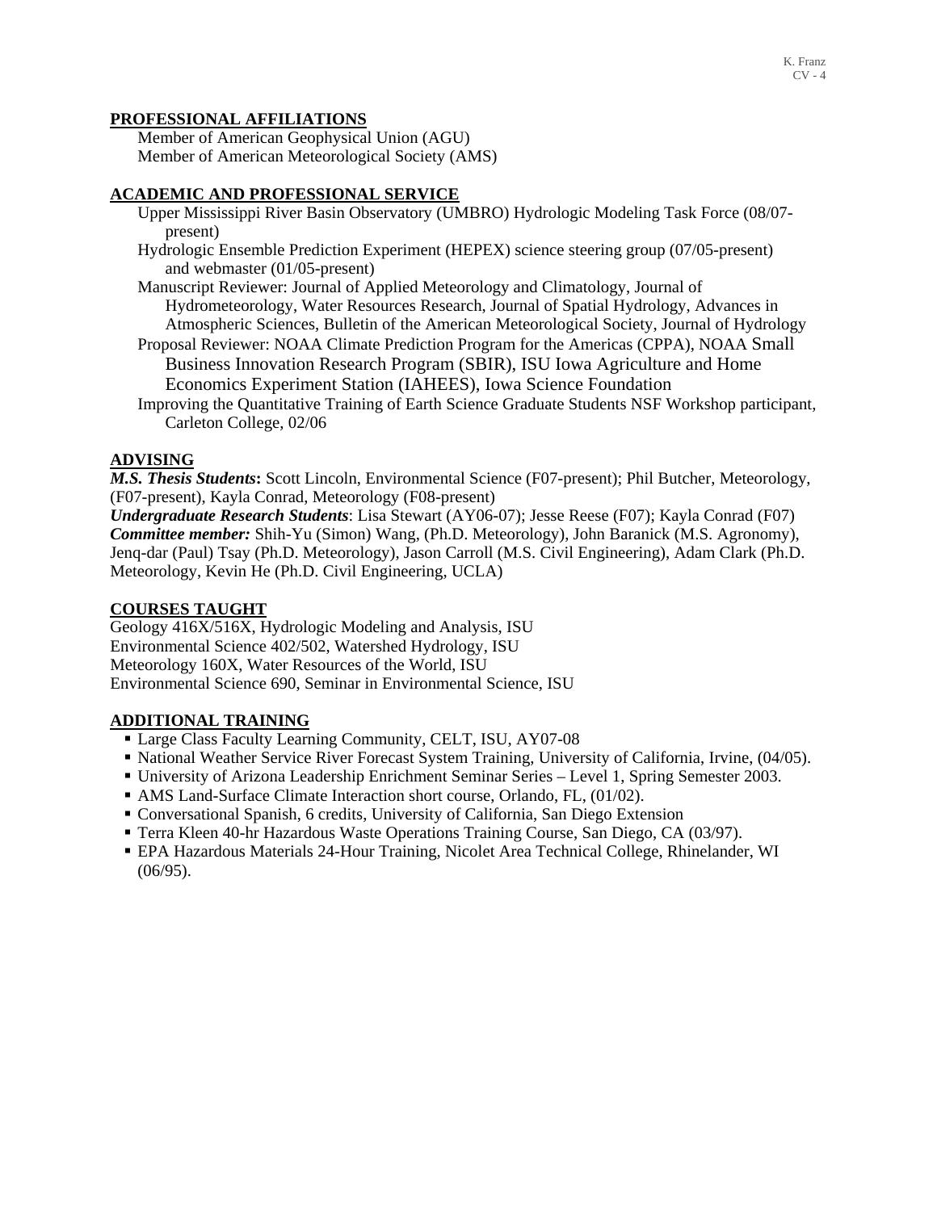## PROFESSIONAL AFFILIATIONS

Member of American Geophysical Union (AGU)
Member of American Meteorological Society (AMS)

## ACADEMIC AND PROFESSIONAL SERVICE

Upper Mississippi River Basin Observatory (UMBRO) Hydrologic Modeling Task Force (08/07-present)

Hydrologic Ensemble Prediction Experiment (HEPEX) science steering group (07/05-present) and webmaster (01/05-present)

Manuscript Reviewer: Journal of Applied Meteorology and Climatology, Journal of Hydrometeorology, Water Resources Research, Journal of Spatial Hydrology, Advances in Atmospheric Sciences, Bulletin of the American Meteorological Society, Journal of Hydrology

Proposal Reviewer: NOAA Climate Prediction Program for the Americas (CPPA), NOAA Small Business Innovation Research Program (SBIR), ISU Iowa Agriculture and Home Economics Experiment Station (IAHEES), Iowa Science Foundation

Improving the Quantitative Training of Earth Science Graduate Students NSF Workshop participant, Carleton College, 02/06

## ADVISING

***M.S. Thesis Students*:** Scott Lincoln, Environmental Science (F07-present); Phil Butcher, Meteorology, (F07-present), Kayla Conrad, Meteorology (F08-present)

***Undergraduate Research Students***: Lisa Stewart (AY06-07); Jesse Reese (F07); Kayla Conrad (F07)

***Committee member:*** Shih-Yu (Simon) Wang, (Ph.D. Meteorology), John Baranick (M.S. Agronomy), Jenq-dar (Paul) Tsay (Ph.D. Meteorology), Jason Carroll (M.S. Civil Engineering), Adam Clark (Ph.D. Meteorology, Kevin He (Ph.D. Civil Engineering, UCLA)

## COURSES TAUGHT

Geology 416X/516X, Hydrologic Modeling and Analysis, ISU
Environmental Science 402/502, Watershed Hydrology, ISU
Meteorology 160X, Water Resources of the World, ISU
Environmental Science 690, Seminar in Environmental Science, ISU

## ADDITIONAL TRAINING

- Large Class Faculty Learning Community, CELT, ISU, AY07-08
- National Weather Service River Forecast System Training, University of California, Irvine, (04/05).
- University of Arizona Leadership Enrichment Seminar Series – Level 1, Spring Semester 2003.
- AMS Land-Surface Climate Interaction short course, Orlando, FL, (01/02).
- Conversational Spanish, 6 credits, University of California, San Diego Extension
- Terra Kleen 40-hr Hazardous Waste Operations Training Course, San Diego, CA (03/97).
- EPA Hazardous Materials 24-Hour Training, Nicolet Area Technical College, Rhinelander, WI (06/95).